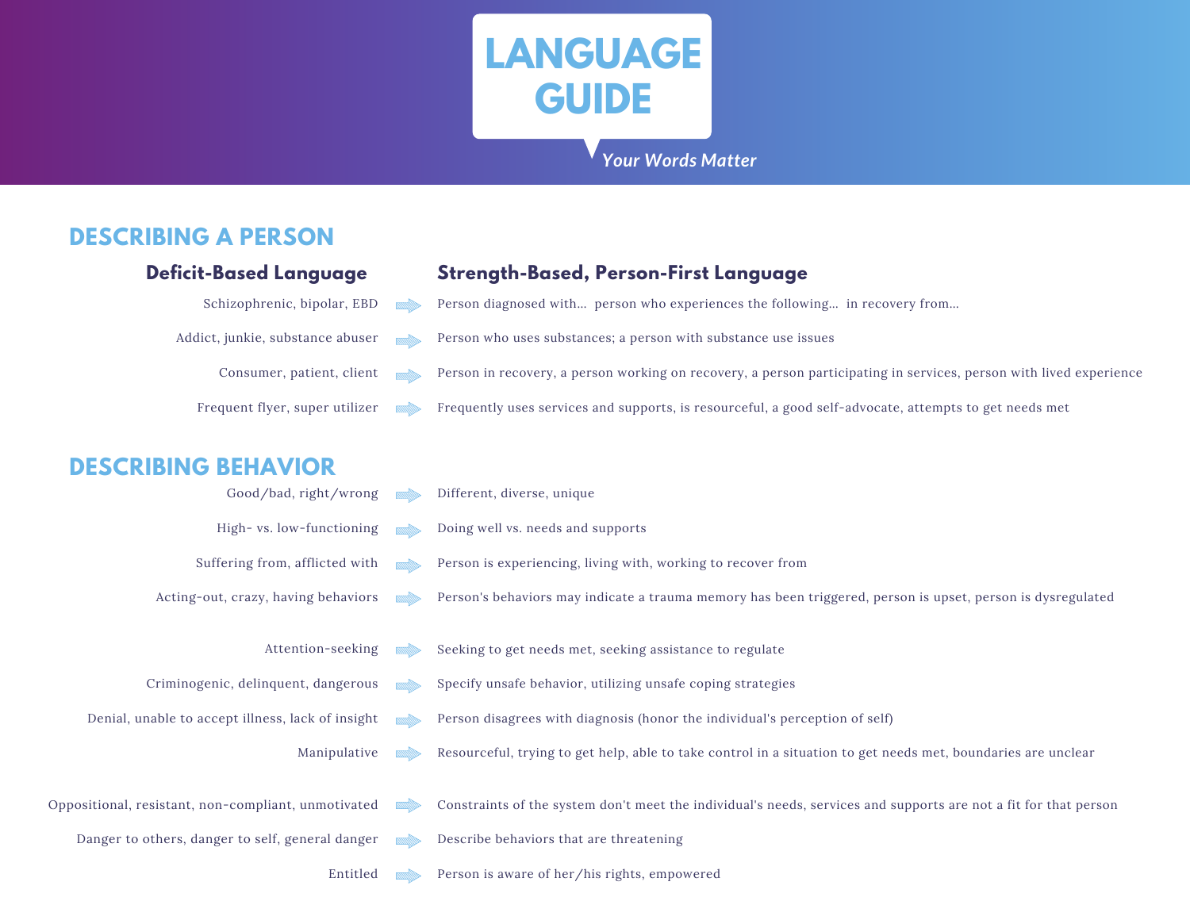# LANGUAGE GUIDE

*Your Words Matter*

## DESCRIBING A PERSON

| Deficit-Based Language | Strength-Based, Person-First Language |
|---|---|
| Schizophrenic, bipolar, EBD | Person diagnosed with... person who experiences the following... in recovery from... |
| Addict, junkie, substance abuser | Person who uses substances; a person with substance use issues |
| Consumer, patient, client | Person in recovery, a person working on recovery, a person participating in services, person with lived experience |
| Frequent flyer, super utilizer | Frequently uses services and supports, is resourceful, a good self-advocate, attempts to get needs met |

## DESCRIBING BEHAVIOR

| Deficit-Based Language | Strength-Based, Person-First Language |
|---|---|
| Good/bad, right/wrong | Different, diverse, unique |
| High- vs. low-functioning | Doing well vs. needs and supports |
| Suffering from, afflicted with | Person is experiencing, living with, working to recover from |
| Acting-out, crazy, having behaviors | Person's behaviors may indicate a trauma memory has been triggered, person is upset, person is dysregulated |
| Attention-seeking | Seeking to get needs met, seeking assistance to regulate |
| Criminogenic, delinquent, dangerous | Specify unsafe behavior, utilizing unsafe coping strategies |
| Denial, unable to accept illness, lack of insight | Person disagrees with diagnosis (honor the individual's perception of self) |
| Manipulative | Resourceful, trying to get help, able to take control in a situation to get needs met, boundaries are unclear |
| Oppositional, resistant, non-compliant, unmotivated | Constraints of the system don't meet the individual's needs, services and supports are not a fit for that person |
| Danger to others, danger to self, general danger | Describe behaviors that are threatening |
| Entitled | Person is aware of her/his rights, empowered |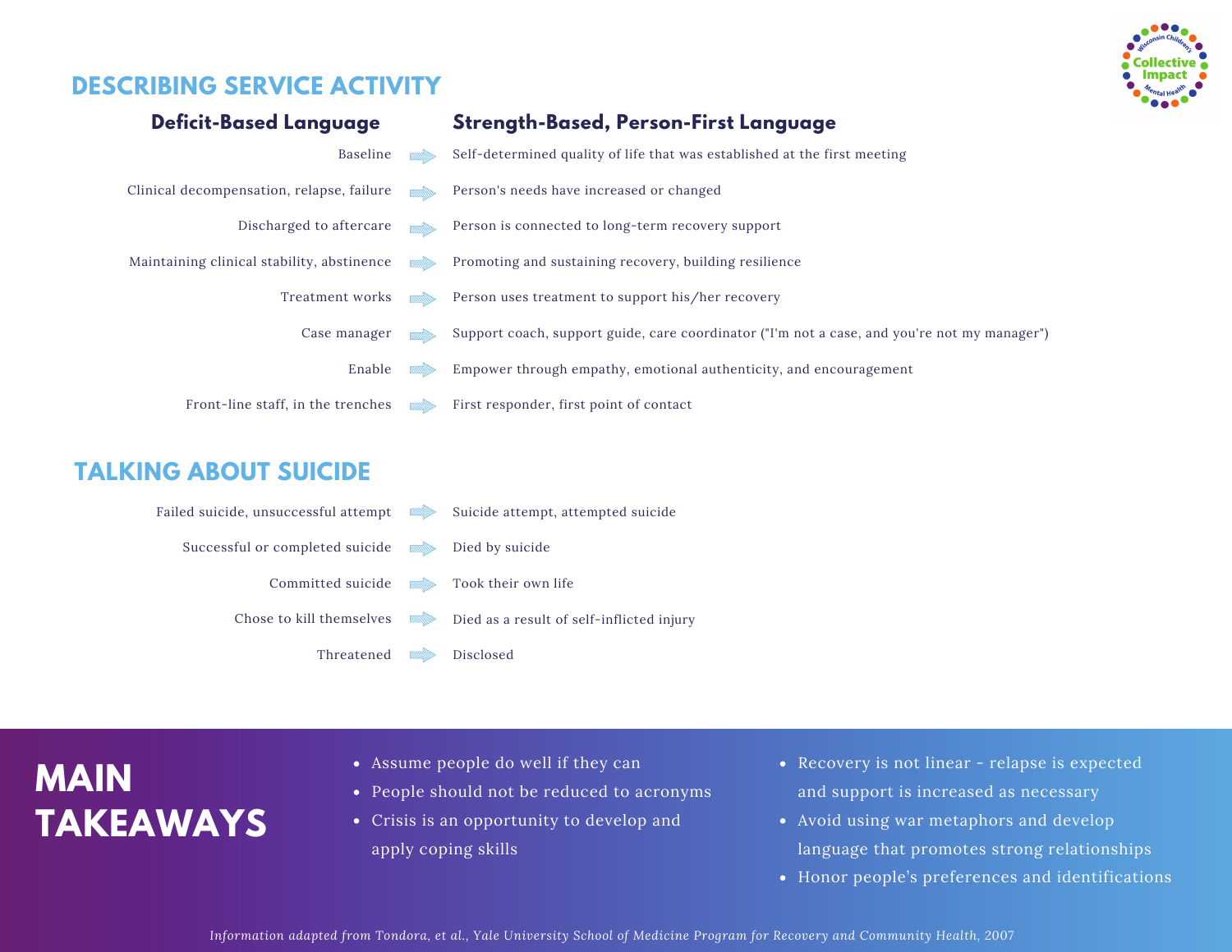## DESCRIBING SERVICE ACTIVITY

| Deficit-Based Language | Strength-Based, Person-First Language |
|---|---|
| Baseline | Self-determined quality of life that was established at the first meeting |
| Clinical decompensation, relapse, failure | Person's needs have increased or changed |
| Discharged to aftercare | Person is connected to long-term recovery support |
| Maintaining clinical stability, abstinence | Promoting and sustaining recovery, building resilience |
| Treatment works | Person uses treatment to support his/her recovery |
| Case manager | Support coach, support guide, care coordinator ("I'm not a case, and you're not my manager") |
| Enable | Empower through empathy, emotional authenticity, and encouragement |
| Front-line staff, in the trenches | First responder, first point of contact |

## TALKING ABOUT SUICIDE

| | |
|---|---|
| Failed suicide, unsuccessful attempt | Suicide attempt, attempted suicide |
| Successful or completed suicide | Died by suicide |
| Committed suicide | Took their own life |
| Chose to kill themselves | Died as a result of self-inflicted injury |
| Threatened | Disclosed |

## MAIN TAKEAWAYS

- Assume people do well if they can
- People should not be reduced to acronyms
- Crisis is an opportunity to develop and apply coping skills
- Recovery is not linear - relapse is expected and support is increased as necessary
- Avoid using war metaphors and develop language that promotes strong relationships
- Honor people's preferences and identifications

*Information adapted from Tondora, et al., Yale University School of Medicine Program for Recovery and Community Health, 2007*